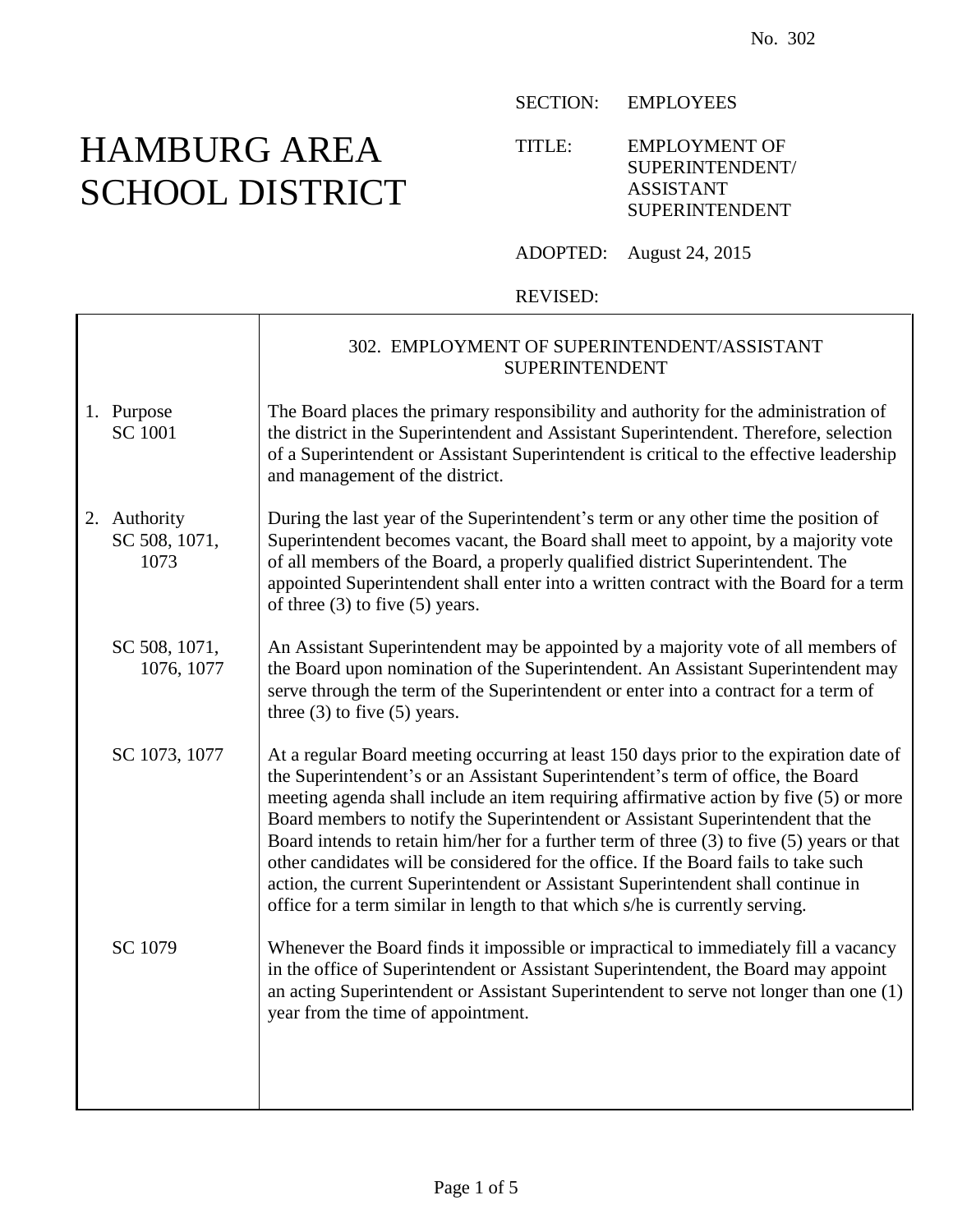No. 302

# HAMBURG AREA SCHOOL DISTRICT

SECTION: EMPLOYEES

TITLE: EMPLOYMENT OF SUPERINTENDENT/ ASSISTANT SUPERINTENDENT

ADOPTED: August 24, 2015

REVISED:

## 302. EMPLOYMENT OF SUPERINTENDENT/ASSISTANT SUPERINTENDENT

**1. Purpose**
SC 1001

The Board places the primary responsibility and authority for the administration of the district in the Superintendent and Assistant Superintendent. Therefore, selection of a Superintendent or Assistant Superintendent is critical to the effective leadership and management of the district.

**2. Authority**
SC 508, 1071, 1073

During the last year of the Superintendent's term or any other time the position of Superintendent becomes vacant, the Board shall meet to appoint, by a majority vote of all members of the Board, a properly qualified district Superintendent. The appointed Superintendent shall enter into a written contract with the Board for a term of three (3) to five (5) years.

SC 508, 1071, 1076, 1077

An Assistant Superintendent may be appointed by a majority vote of all members of the Board upon nomination of the Superintendent. An Assistant Superintendent may serve through the term of the Superintendent or enter into a contract for a term of three (3) to five (5) years.

SC 1073, 1077

At a regular Board meeting occurring at least 150 days prior to the expiration date of the Superintendent's or an Assistant Superintendent's term of office, the Board meeting agenda shall include an item requiring affirmative action by five (5) or more Board members to notify the Superintendent or Assistant Superintendent that the Board intends to retain him/her for a further term of three (3) to five (5) years or that other candidates will be considered for the office. If the Board fails to take such action, the current Superintendent or Assistant Superintendent shall continue in office for a term similar in length to that which s/he is currently serving.

SC 1079

Whenever the Board finds it impossible or impractical to immediately fill a vacancy in the office of Superintendent or Assistant Superintendent, the Board may appoint an acting Superintendent or Assistant Superintendent to serve not longer than one (1) year from the time of appointment.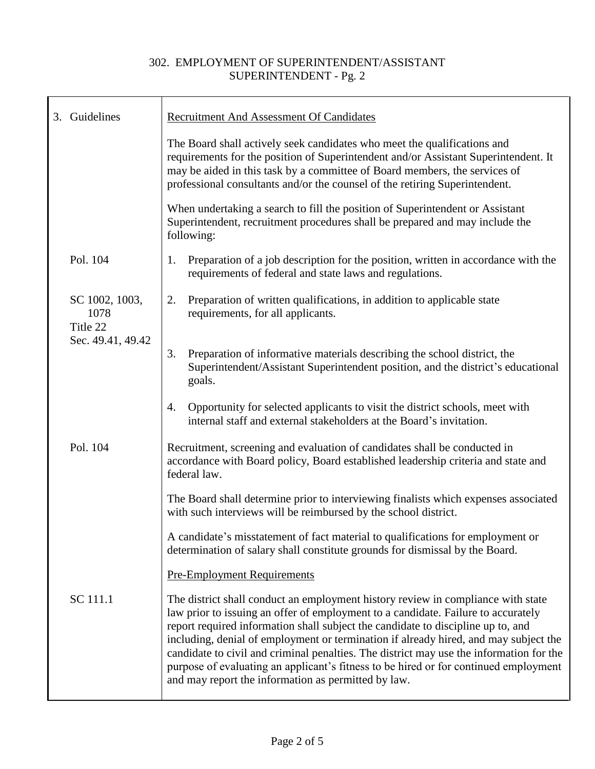# 302. EMPLOYMENT OF SUPERINTENDENT/ASSISTANT SUPERINTENDENT - Pg. 2

| | |
|---|---|
| 3. Guidelines | <u>Recruitment And Assessment Of Candidates</u> |
| | The Board shall actively seek candidates who meet the qualifications and requirements for the position of Superintendent and/or Assistant Superintendent. It may be aided in this task by a committee of Board members, the services of professional consultants and/or the counsel of the retiring Superintendent. |
| | When undertaking a search to fill the position of Superintendent or Assistant Superintendent, recruitment procedures shall be prepared and may include the following: |
| Pol. 104 | 1. Preparation of a job description for the position, written in accordance with the requirements of federal and state laws and regulations. |
| SC 1002, 1003, 1078<br>Title 22<br>Sec. 49.41, 49.42 | 2. Preparation of written qualifications, in addition to applicable state requirements, for all applicants. |
| | 3. Preparation of informative materials describing the school district, the Superintendent/Assistant Superintendent position, and the district's educational goals. |
| | 4. Opportunity for selected applicants to visit the district schools, meet with internal staff and external stakeholders at the Board's invitation. |
| Pol. 104 | Recruitment, screening and evaluation of candidates shall be conducted in accordance with Board policy, Board established leadership criteria and state and federal law. |
| | The Board shall determine prior to interviewing finalists which expenses associated with such interviews will be reimbursed by the school district. |
| | A candidate's misstatement of fact material to qualifications for employment or determination of salary shall constitute grounds for dismissal by the Board. |
| | <u>Pre-Employment Requirements</u> |
| SC 111.1 | The district shall conduct an employment history review in compliance with state law prior to issuing an offer of employment to a candidate. Failure to accurately report required information shall subject the candidate to discipline up to, and including, denial of employment or termination if already hired, and may subject the candidate to civil and criminal penalties. The district may use the information for the purpose of evaluating an applicant's fitness to be hired or for continued employment and may report the information as permitted by law. |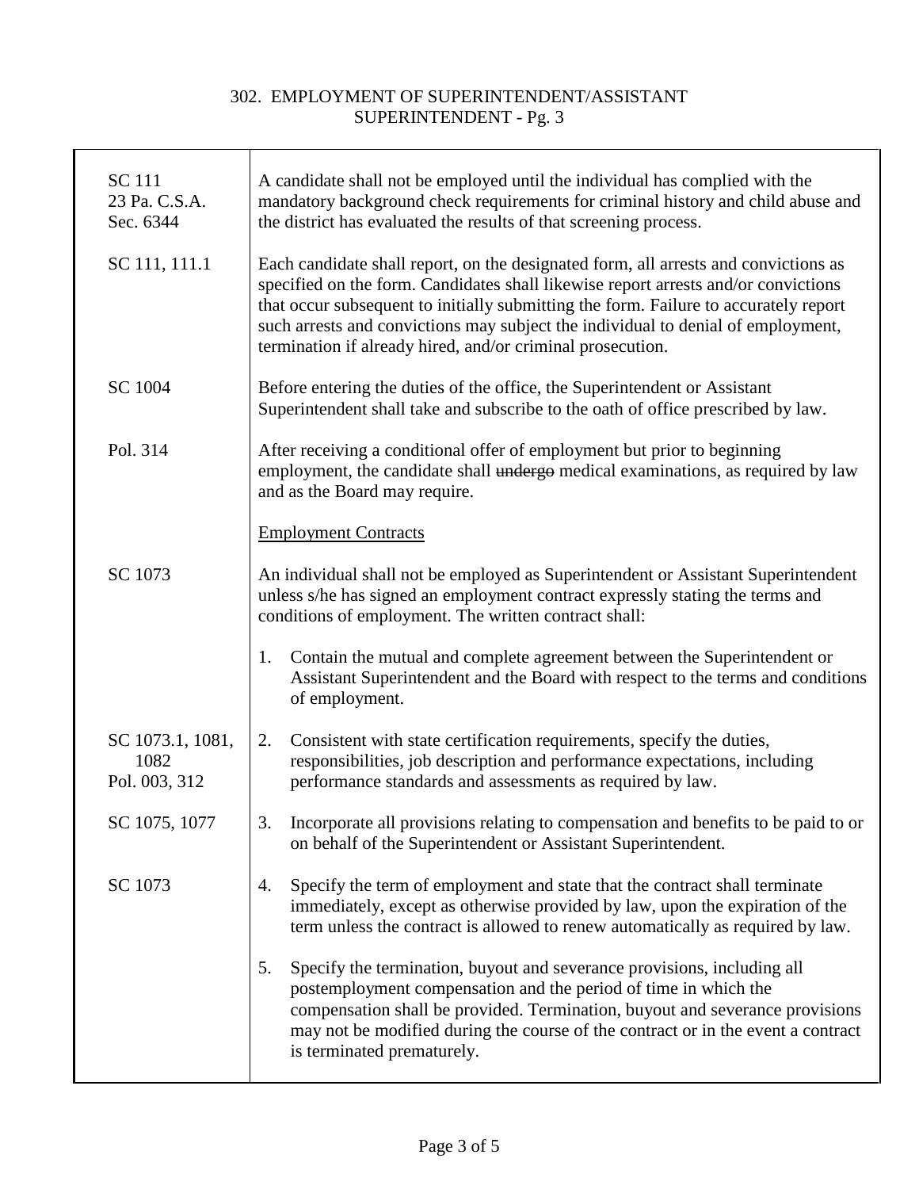# 302. EMPLOYMENT OF SUPERINTENDENT/ASSISTANT SUPERINTENDENT - Pg. 3

| | |
|---|---|
| SC 111<br>23 Pa. C.S.A.<br>Sec. 6344 | A candidate shall not be employed until the individual has complied with the mandatory background check requirements for criminal history and child abuse and the district has evaluated the results of that screening process. |
| SC 111, 111.1 | Each candidate shall report, on the designated form, all arrests and convictions as specified on the form. Candidates shall likewise report arrests and/or convictions that occur subsequent to initially submitting the form. Failure to accurately report such arrests and convictions may subject the individual to denial of employment, termination if already hired, and/or criminal prosecution. |
| SC 1004 | Before entering the duties of the office, the Superintendent or Assistant Superintendent shall take and subscribe to the oath of office prescribed by law. |
| Pol. 314 | After receiving a conditional offer of employment but prior to beginning employment, the candidate shall ~~undergo~~ medical examinations, as required by law and as the Board may require. |
| | <u>Employment Contracts</u> |
| SC 1073 | An individual shall not be employed as Superintendent or Assistant Superintendent unless s/he has signed an employment contract expressly stating the terms and conditions of employment. The written contract shall: |
| | 1. Contain the mutual and complete agreement between the Superintendent or Assistant Superintendent and the Board with respect to the terms and conditions of employment. |
| SC 1073.1, 1081, 1082<br>Pol. 003, 312 | 2. Consistent with state certification requirements, specify the duties, responsibilities, job description and performance expectations, including performance standards and assessments as required by law. |
| SC 1075, 1077 | 3. Incorporate all provisions relating to compensation and benefits to be paid to or on behalf of the Superintendent or Assistant Superintendent. |
| SC 1073 | 4. Specify the term of employment and state that the contract shall terminate immediately, except as otherwise provided by law, upon the expiration of the term unless the contract is allowed to renew automatically as required by law. |
| | 5. Specify the termination, buyout and severance provisions, including all postemployment compensation and the period of time in which the compensation shall be provided. Termination, buyout and severance provisions may not be modified during the course of the contract or in the event a contract is terminated prematurely. |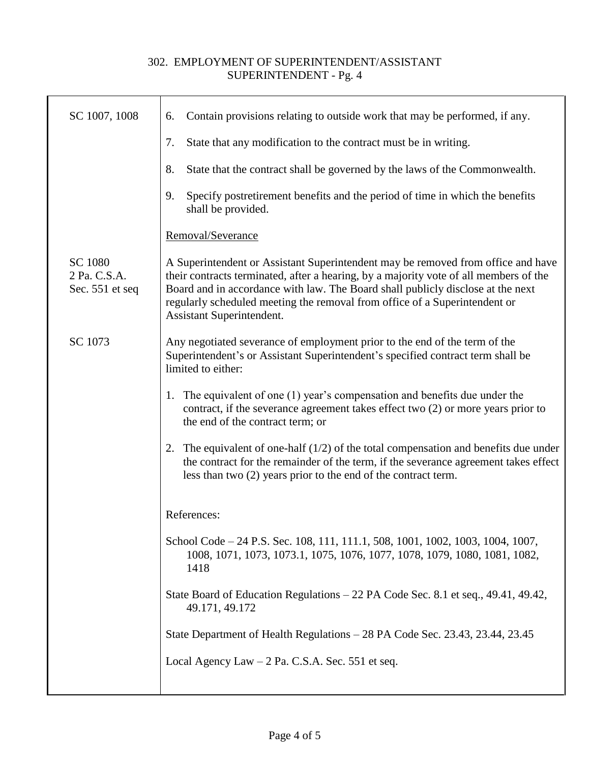| | |
|---|---|
| SC 1007, 1008 | 6. Contain provisions relating to outside work that may be performed, if any.<br><br>7. State that any modification to the contract must be in writing.<br><br>8. State that the contract shall be governed by the laws of the Commonwealth.<br><br>9. Specify postretirement benefits and the period of time in which the benefits shall be provided. |
| | <u>Removal/Severance</u> |
| SC 1080<br>2 Pa. C.S.A. Sec. 551 et seq | A Superintendent or Assistant Superintendent may be removed from office and have their contracts terminated, after a hearing, by a majority vote of all members of the Board and in accordance with law. The Board shall publicly disclose at the next regularly scheduled meeting the removal from office of a Superintendent or Assistant Superintendent. |
| SC 1073 | Any negotiated severance of employment prior to the end of the term of the Superintendent's or Assistant Superintendent's specified contract term shall be limited to either:<br><br>1. The equivalent of one (1) year's compensation and benefits due under the contract, if the severance agreement takes effect two (2) or more years prior to the end of the contract term; or<br><br>2. The equivalent of one-half (1/2) of the total compensation and benefits due under the contract for the remainder of the term, if the severance agreement takes effect less than two (2) years prior to the end of the contract term. |
| | References:<br><br>School Code – 24 P.S. Sec. 108, 111, 111.1, 508, 1001, 1002, 1003, 1004, 1007, 1008, 1071, 1073, 1073.1, 1075, 1076, 1077, 1078, 1079, 1080, 1081, 1082, 1418<br><br>State Board of Education Regulations – 22 PA Code Sec. 8.1 et seq., 49.41, 49.42, 49.171, 49.172<br><br>State Department of Health Regulations – 28 PA Code Sec. 23.43, 23.44, 23.45<br><br>Local Agency Law – 2 Pa. C.S.A. Sec. 551 et seq. |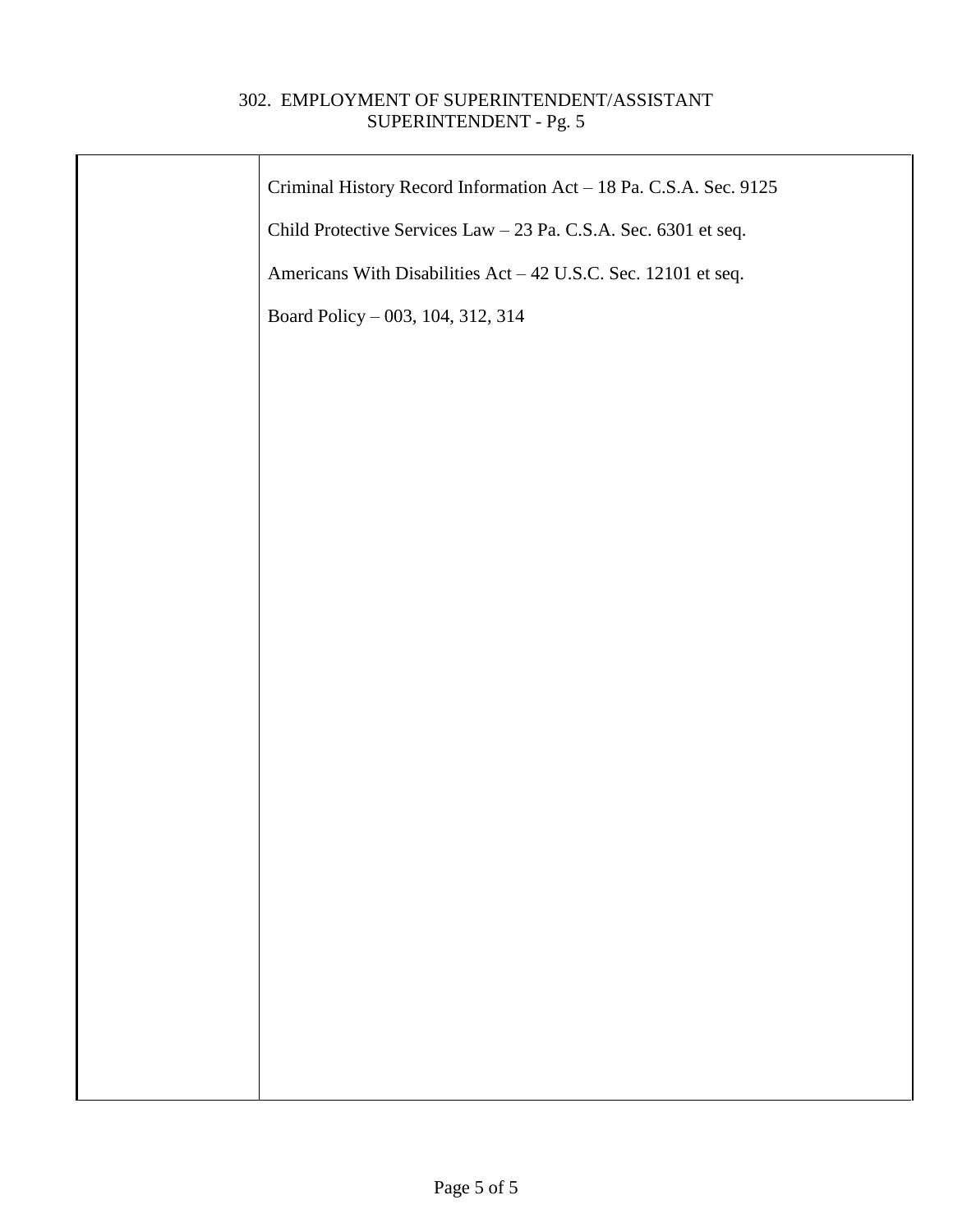Criminal History Record Information Act – 18 Pa. C.S.A. Sec. 9125

Child Protective Services Law – 23 Pa. C.S.A. Sec. 6301 et seq.

Americans With Disabilities Act – 42 U.S.C. Sec. 12101 et seq.

Board Policy – 003, 104, 312, 314